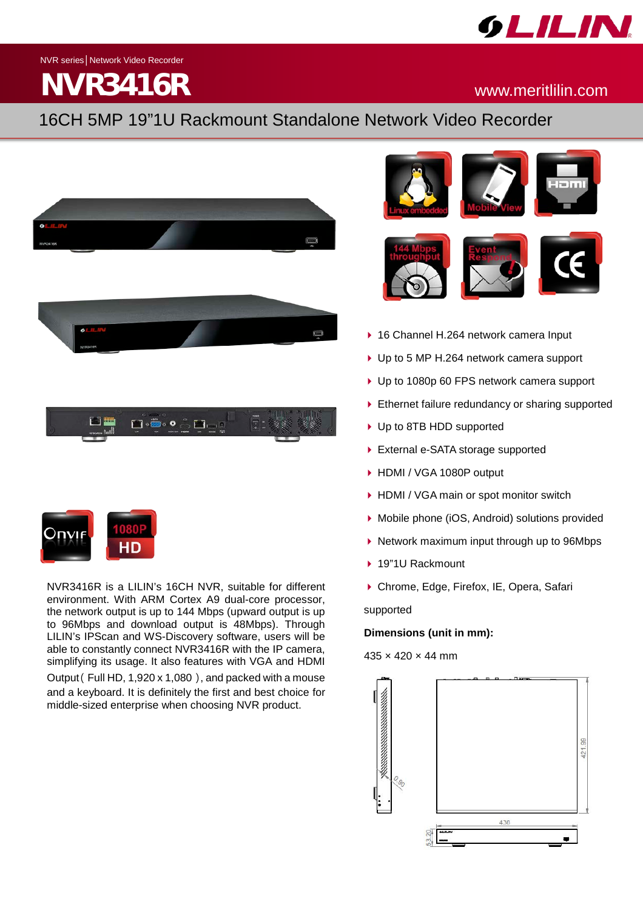NVR series | Network Video Recorder

# NVR3416R

www.meritlilin.com

## 16CH 5MP 19"1U Rackmount Standalone Network Video Recorder

NVR3416R is a LILIN's 16CH NVR, suitable for different environment. With ARM Cortex A9 dual-core processor, the network output is up to 144 Mbps (upward output is up to 96Mbps and download output is 48Mbps). Through LILIN's IPScan and WS-Discovery software, users will be able to constantly connect NVR3416R with the IP camera, simplifying its usage. It also features with VGA and HDMI Output ( Full HD, 1,920 x 1,080 ), and packed with a mouse and a keyboard. It is definitely the first and best choice for middle-sized enterprise when choosing NVR product.

- 16 Channel H.264 network camera Input
- Up to 5 MP H.264 network camera support
- Up to 1080p 60 FPS network camera support
- Ethernet failure redundancy or sharing supported
- Up to 8TB HDD supported
- External e-SATA storage supported
- HDMI / VGA 1080P output
- HDMI / VGA main or spot monitor switch
- Mobile phone (iOS, Android) solutions provided
- Network maximum input through up to 96Mbps
- 19"1U Rackmount
- Chrome, Edge, Firefox, IE, Opera, Safari supported

**Dimensions (unit in mm):**

435 × 420 × 44 mm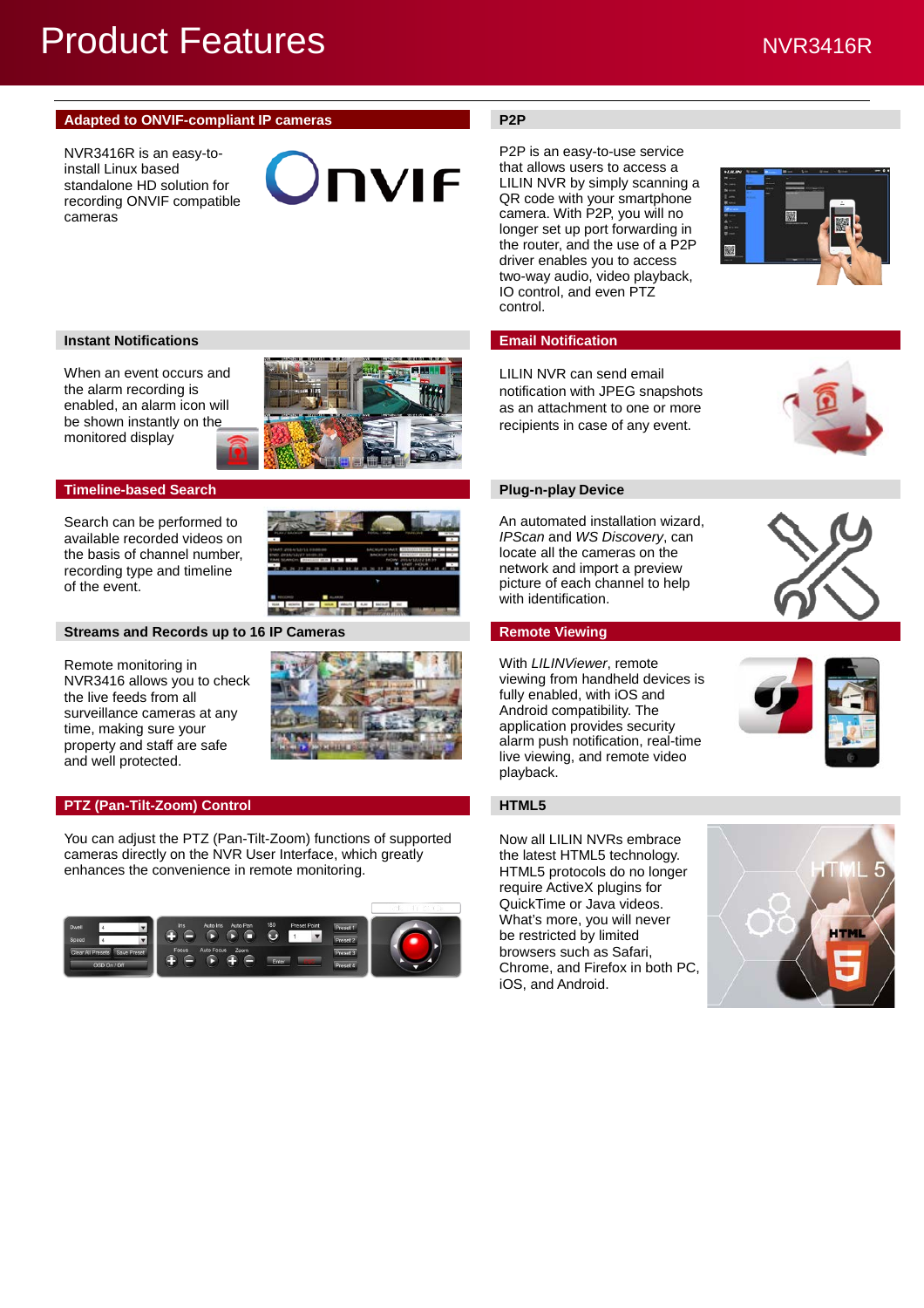# Product Features

NVR3416R

## Adapted to ONVIF-compliant IP cameras

NVR3416R is an easy-to-install Linux based standalone HD solution for recording ONVIF compatible cameras

## P2P

P2P is an easy-to-use service that allows users to access a LILIN NVR by simply scanning a QR code with your smartphone camera. With P2P, you will no longer set up port forwarding in the router, and the use of a P2P driver enables you to access two-way audio, video playback, IO control, and even PTZ control.

## Instant Notifications

When an event occurs and the alarm recording is enabled, an alarm icon will be shown instantly on the monitored display

## Email Notification

LILIN NVR can send email notification with JPEG snapshots as an attachment to one or more recipients in case of any event.

## Timeline-based Search

Search can be performed to available recorded videos on the basis of channel number, recording type and timeline of the event.

## Plug-n-play Device

An automated installation wizard, *IPScan* and *WS Discovery*, can locate all the cameras on the network and import a preview picture of each channel to help with identification.

## Streams and Records up to 16 IP Cameras

Remote monitoring in NVR3416 allows you to check the live feeds from all surveillance cameras at any time, making sure your property and staff are safe and well protected.

## Remote Viewing

With *LILINViewer*, remote viewing from handheld devices is fully enabled, with iOS and Android compatibility. The application provides security alarm push notification, real-time live viewing, and remote video playback.

## PTZ (Pan-Tilt-Zoom) Control

You can adjust the PTZ (Pan-Tilt-Zoom) functions of supported cameras directly on the NVR User Interface, which greatly enhances the convenience in remote monitoring.

## HTML5

Now all LILIN NVRs embrace the latest HTML5 technology. HTML5 protocols do no longer require ActiveX plugins for QuickTime or Java videos. What's more, you will never be restricted by limited browsers such as Safari, Chrome, and Firefox in both PC, iOS, and Android.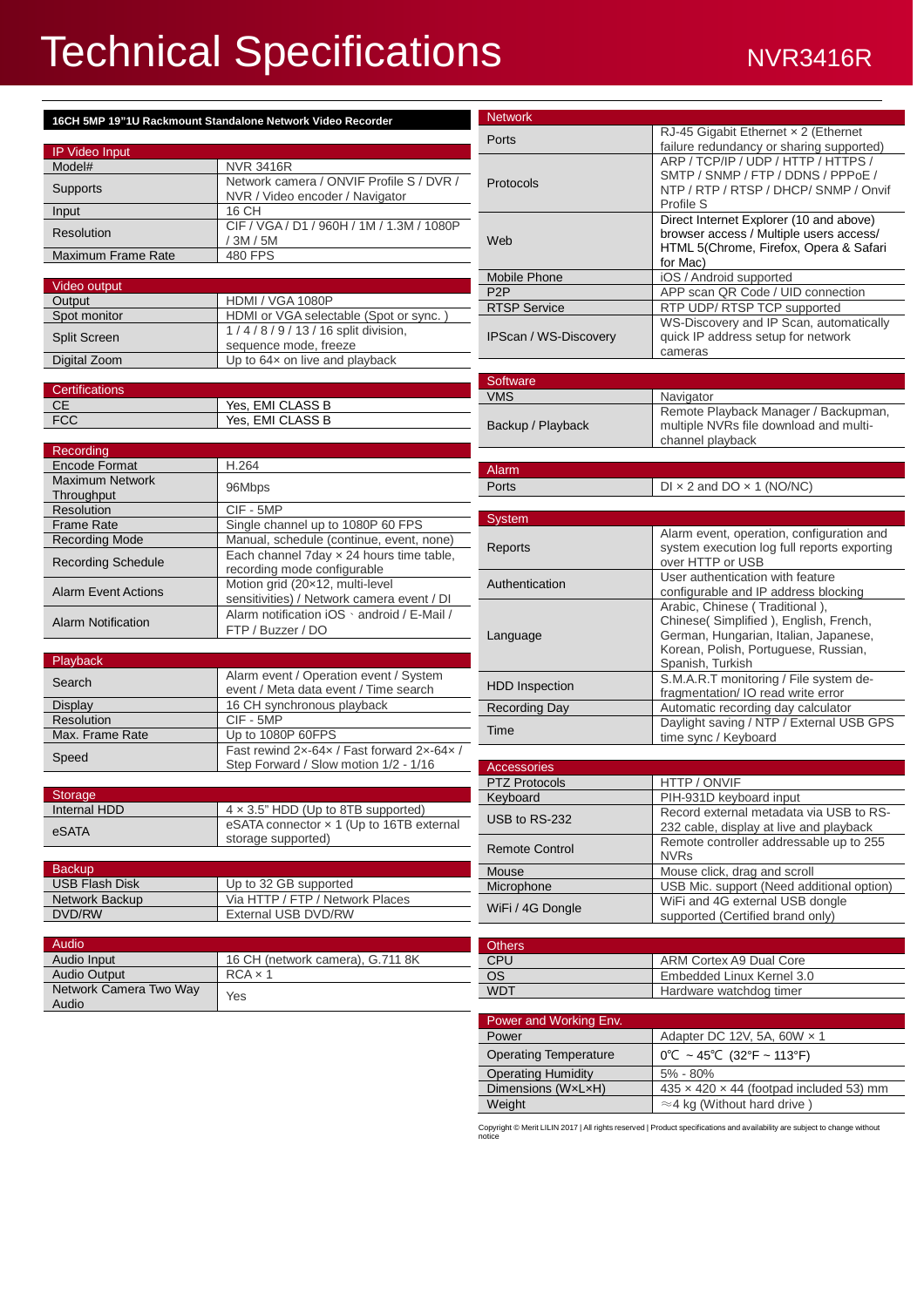# Technical Specifications

NVR3416R

**16CH 5MP 19"1U Rackmount Standalone Network Video Recorder**

| IP Video Input | |
|---|---|
| Model# | NVR 3416R |
| Supports | Network camera / ONVIF Profile S / DVR / NVR / Video encoder / Navigator |
| Input | 16 CH |
| Resolution | CIF / VGA / D1 / 960H / 1M / 1.3M / 1080P / 3M / 5M |
| Maximum Frame Rate | 480 FPS |

| Video output | |
|---|---|
| Output | HDMI / VGA 1080P |
| Spot monitor | HDMI or VGA selectable (Spot or sync. ) |
| Split Screen | 1 / 4 / 8 / 9 / 13 / 16 split division, sequence mode, freeze |
| Digital Zoom | Up to 64× on live and playback |

| Certifications | |
|---|---|
| CE | Yes, EMI CLASS B |
| FCC | Yes, EMI CLASS B |

| Recording | |
|---|---|
| Encode Format | H.264 |
| Maximum Network Throughput | 96Mbps |
| Resolution | CIF - 5MP |
| Frame Rate | Single channel up to 1080P 60 FPS |
| Recording Mode | Manual, schedule (continue, event, none) |
| Recording Schedule | Each channel 7day × 24 hours time table, recording mode configurable |
| Alarm Event Actions | Motion grid (20×12, multi-level sensitivities) / Network camera event / DI |
| Alarm Notification | Alarm notification iOS 、android / E-Mail / FTP / Buzzer / DO |

| Playback | |
|---|---|
| Search | Alarm event / Operation event / System event / Meta data event / Time search |
| Display | 16 CH synchronous playback |
| Resolution | CIF - 5MP |
| Max. Frame Rate | Up to 1080P 60FPS |
| Speed | Fast rewind 2×-64× / Fast forward 2×-64× / Step Forward / Slow motion 1/2 - 1/16 |

| Storage | |
|---|---|
| Internal HDD | 4 × 3.5" HDD (Up to 8TB supported) |
| eSATA | eSATA connector × 1 (Up to 16TB external storage supported) |

| Backup | |
|---|---|
| USB Flash Disk | Up to 32 GB supported |
| Network Backup | Via HTTP / FTP / Network Places |
| DVD/RW | External USB DVD/RW |

| Audio | |
|---|---|
| Audio Input | 16 CH (network camera), G.711 8K |
| Audio Output | RCA × 1 |
| Network Camera Two Way Audio | Yes |

| Network | |
|---|---|
| Ports | RJ-45 Gigabit Ethernet × 2 (Ethernet failure redundancy or sharing supported) |
| Protocols | ARP / TCP/IP / UDP / HTTP / HTTPS / SMTP / SNMP / FTP / DDNS / PPPoE / NTP / RTP / RTSP / DHCP/ SNMP / Onvif Profile S |
| Web | Direct Internet Explorer (10 and above) browser access / Multiple users access/ HTML 5(Chrome, Firefox, Opera & Safari for Mac) |
| Mobile Phone | iOS / Android supported |
| P2P | APP scan QR Code / UID connection |
| RTSP Service | RTP UDP/ RTSP TCP supported |
| IPScan / WS-Discovery | WS-Discovery and IP Scan, automatically quick IP address setup for network cameras |

| Software | |
|---|---|
| VMS | Navigator |
| Backup / Playback | Remote Playback Manager / Backupman, multiple NVRs file download and multi-channel playback |

| Alarm | |
|---|---|
| Ports | DI × 2 and DO × 1 (NO/NC) |

| System | |
|---|---|
| Reports | Alarm event, operation, configuration and system execution log full reports exporting over HTTP or USB |
| Authentication | User authentication with feature configurable and IP address blocking |
| Language | Arabic, Chinese ( Traditional ), Chinese( Simplified ), English, French, German, Hungarian, Italian, Japanese, Korean, Polish, Portuguese, Russian, Spanish, Turkish |
| HDD Inspection | S.M.A.R.T monitoring / File system de-fragmentation/ IO read write error |
| Recording Day | Automatic recording day calculator |
| Time | Daylight saving / NTP / External USB GPS time sync / Keyboard |

| Accessories | |
|---|---|
| PTZ Protocols | HTTP / ONVIF |
| Keyboard | PIH-931D keyboard input |
| USB to RS-232 | Record external metadata via USB to RS-232 cable, display at live and playback |
| Remote Control | Remote controller addressable up to 255 NVRs |
| Mouse | Mouse click, drag and scroll |
| Microphone | USB Mic. support (Need additional option) |
| WiFi / 4G Dongle | WiFi and 4G external USB dongle supported (Certified brand only) |

| Others | |
|---|---|
| CPU | ARM Cortex A9 Dual Core |
| OS | Embedded Linux Kernel 3.0 |
| WDT | Hardware watchdog timer |

| Power and Working Env. | |
|---|---|
| Power | Adapter DC 12V, 5A, 60W × 1 |
| Operating Temperature | 0℃ ~ 45℃ (32°F ~ 113°F) |
| Operating Humidity | 5% - 80% |
| Dimensions (W×L×H) | 435 × 420 × 44 (footpad included 53) mm |
| Weight | ≈4 kg (Without hard drive ) |

Copyright © Merit LILIN 2017 | All rights reserved | Product specifications and availability are subject to change without notice